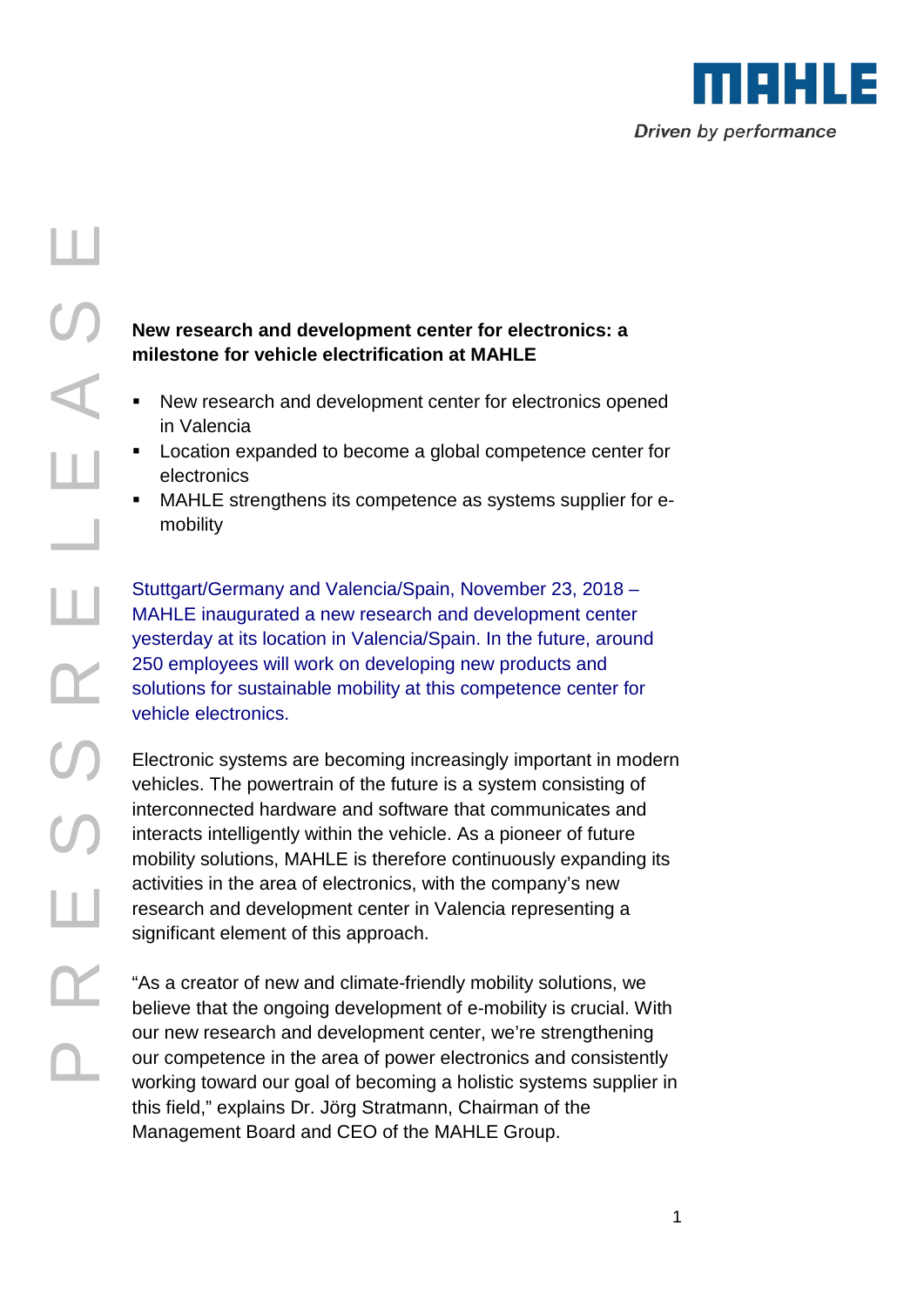**New research and development center for electronics: a milestone for vehicle electrification at MAHLE**

- New research and development center for electronics opened in Valencia
- Location expanded to become a global competence center for electronics
- MAHLE strengthens its competence as systems supplier for e-mobility

Stuttgart/Germany and Valencia/Spain, November 23, 2018 – MAHLE inaugurated a new research and development center yesterday at its location in Valencia/Spain. In the future, around 250 employees will work on developing new products and solutions for sustainable mobility at this competence center for vehicle electronics.

Electronic systems are becoming increasingly important in modern vehicles. The powertrain of the future is a system consisting of interconnected hardware and software that communicates and interacts intelligently within the vehicle. As a pioneer of future mobility solutions, MAHLE is therefore continuously expanding its activities in the area of electronics, with the company's new research and development center in Valencia representing a significant element of this approach.

"As a creator of new and climate-friendly mobility solutions, we believe that the ongoing development of e-mobility is crucial. With our new research and development center, we're strengthening our competence in the area of power electronics and consistently working toward our goal of becoming a holistic systems supplier in this field," explains Dr. Jörg Stratmann, Chairman of the Management Board and CEO of the MAHLE Group.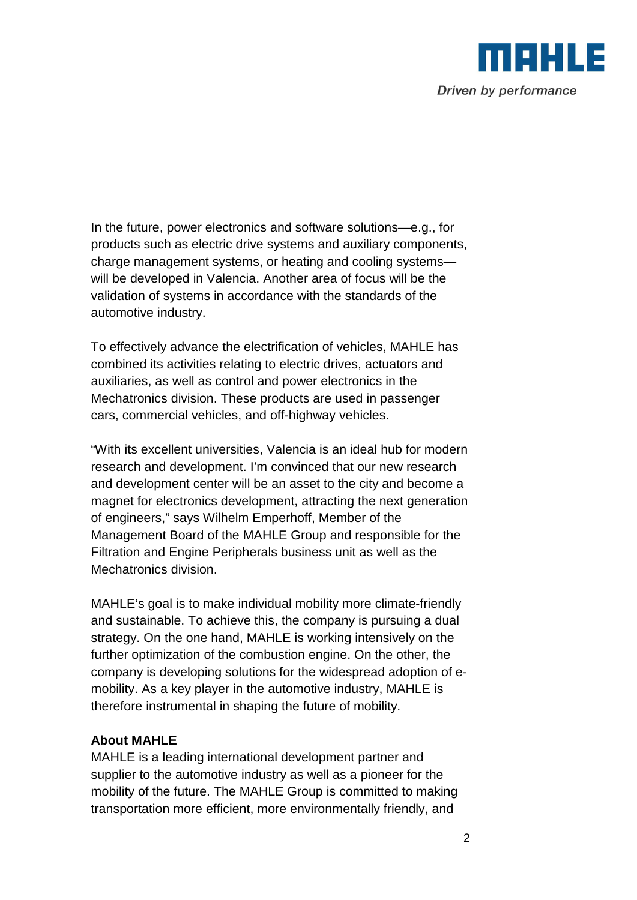In the future, power electronics and software solutions—e.g., for products such as electric drive systems and auxiliary components, charge management systems, or heating and cooling systems—will be developed in Valencia. Another area of focus will be the validation of systems in accordance with the standards of the automotive industry.

To effectively advance the electrification of vehicles, MAHLE has combined its activities relating to electric drives, actuators and auxiliaries, as well as control and power electronics in the Mechatronics division. These products are used in passenger cars, commercial vehicles, and off-highway vehicles.

"With its excellent universities, Valencia is an ideal hub for modern research and development. I'm convinced that our new research and development center will be an asset to the city and become a magnet for electronics development, attracting the next generation of engineers," says Wilhelm Emperhoff, Member of the Management Board of the MAHLE Group and responsible for the Filtration and Engine Peripherals business unit as well as the Mechatronics division.

MAHLE's goal is to make individual mobility more climate-friendly and sustainable. To achieve this, the company is pursuing a dual strategy. On the one hand, MAHLE is working intensively on the further optimization of the combustion engine. On the other, the company is developing solutions for the widespread adoption of e-mobility. As a key player in the automotive industry, MAHLE is therefore instrumental in shaping the future of mobility.

**About MAHLE**
MAHLE is a leading international development partner and supplier to the automotive industry as well as a pioneer for the mobility of the future. The MAHLE Group is committed to making transportation more efficient, more environmentally friendly, and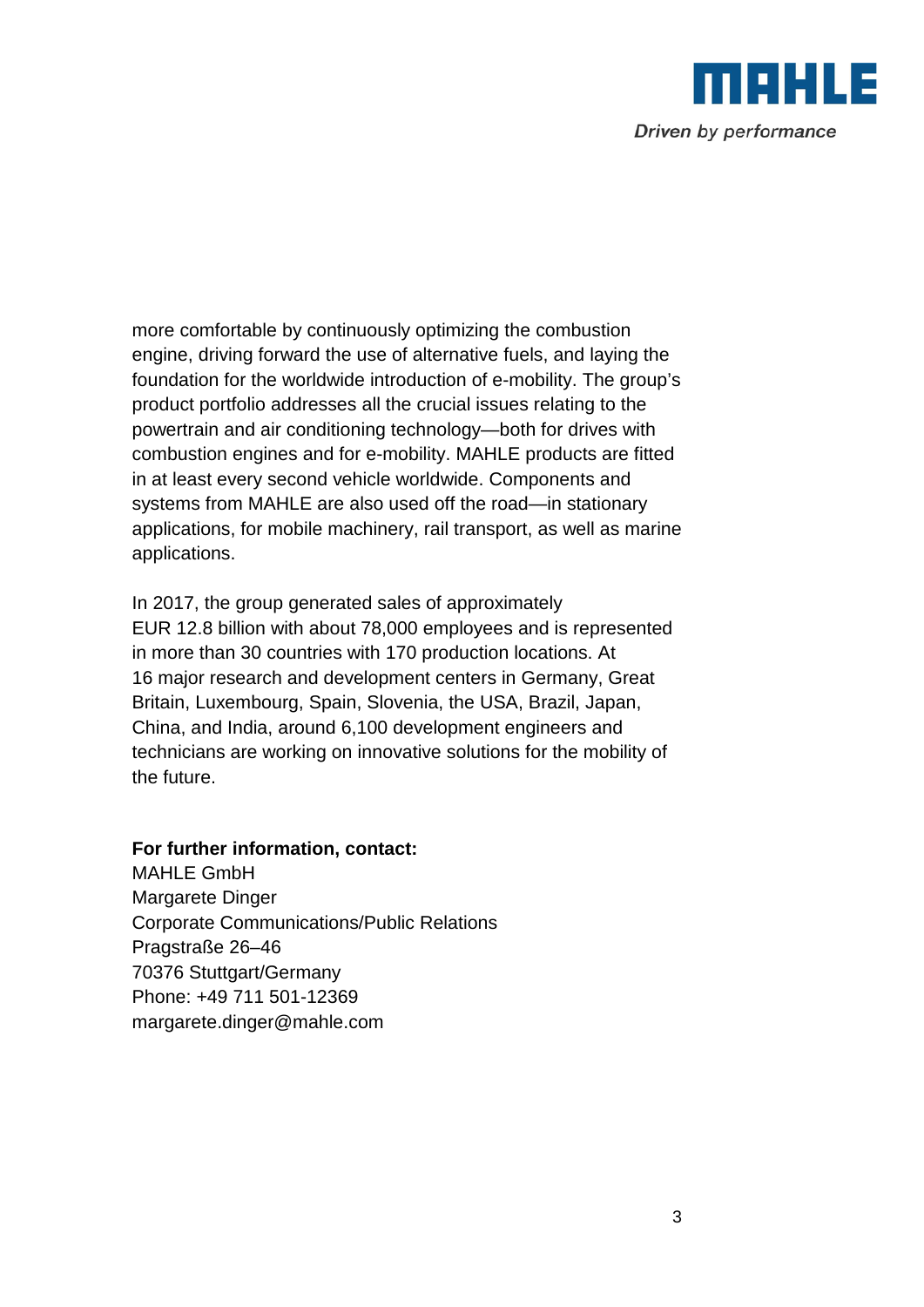more comfortable by continuously optimizing the combustion engine, driving forward the use of alternative fuels, and laying the foundation for the worldwide introduction of e-mobility. The group's product portfolio addresses all the crucial issues relating to the powertrain and air conditioning technology—both for drives with combustion engines and for e-mobility. MAHLE products are fitted in at least every second vehicle worldwide. Components and systems from MAHLE are also used off the road—in stationary applications, for mobile machinery, rail transport, as well as marine applications.

In 2017, the group generated sales of approximately EUR 12.8 billion with about 78,000 employees and is represented in more than 30 countries with 170 production locations. At 16 major research and development centers in Germany, Great Britain, Luxembourg, Spain, Slovenia, the USA, Brazil, Japan, China, and India, around 6,100 development engineers and technicians are working on innovative solutions for the mobility of the future.

**For further information, contact:**
MAHLE GmbH
Margarete Dinger
Corporate Communications/Public Relations
Pragstraße 26–46
70376 Stuttgart/Germany
Phone: +49 711 501-12369
margarete.dinger@mahle.com